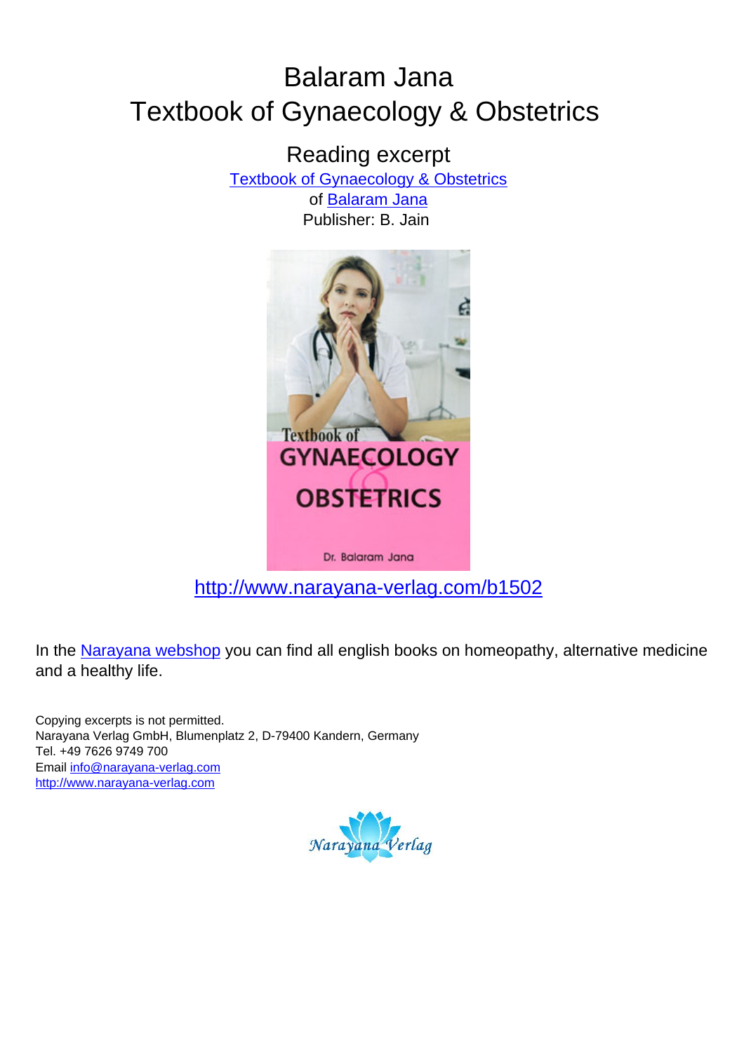# Balaram Jana
# Textbook of Gynaecology & Obstetrics

## Reading excerpt

Textbook of Gynaecology & Obstetrics
of Balaram Jana
Publisher: B. Jain

http://www.narayana-verlag.com/b1502

In the Narayana webshop you can find all english books on homeopathy, alternative medicine and a healthy life.

Copying excerpts is not permitted.
Narayana Verlag GmbH, Blumenplatz 2, D-79400 Kandern, Germany
Tel. +49 7626 9749 700
Email info@narayana-verlag.com
http://www.narayana-verlag.com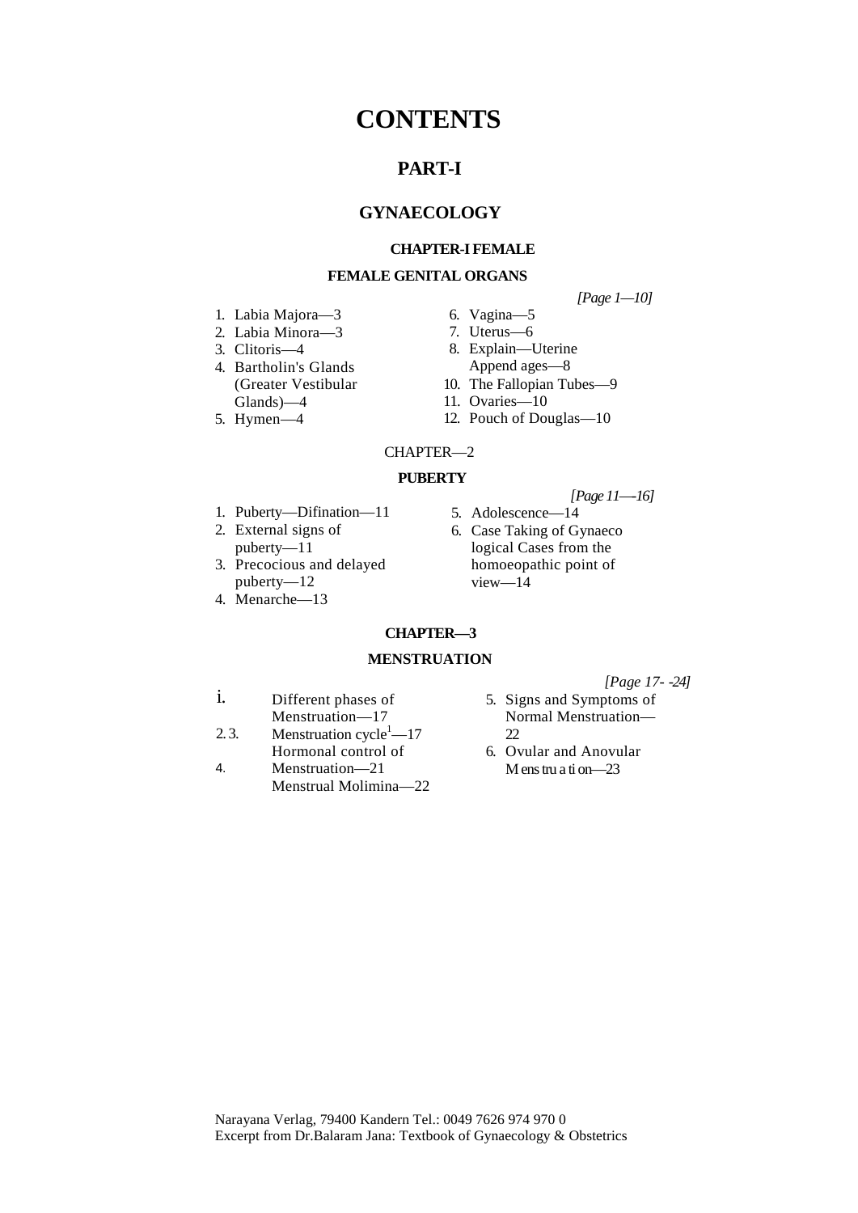# CONTENTS

## PART-I

## GYNAECOLOGY

### CHAPTER-I FEMALE

### FEMALE GENITAL ORGANS

*[Page 1—10]*

1. Labia Majora—3
2. Labia Minora—3
3. Clitoris—4
4. Bartholin's Glands (Greater Vestibular Glands)—4
5. Hymen—4
6. Vagina—5
7. Uterus—6
8. Explain—Uterine Append ages—8
10. The Fallopian Tubes—9
11. Ovaries—10
12. Pouch of Douglas—10

### CHAPTER—2

### PUBERTY

*[Page 11—16]*

1. Puberty—Difination—11
2. External signs of puberty—11
3. Precocious and delayed puberty—12
4. Menarche—13
5. Adolescence—14
6. Case Taking of Gynaeco logical Cases from the homoeopathic point of view—14

### CHAPTER—3

### MENSTRUATION

*[Page 17- -24]*

i. Different phases of Menstruation—17
2. 3. Menstruation cycle[1]—17 Hormonal control of Menstruation—21
4. Menstrual Molimina—22
5. Signs and Symptoms of Normal Menstruation—22
6. Ovular and Anovular Menstruation—23

Narayana Verlag, 79400 Kandern Tel.: 0049 7626 974 970 0
Excerpt from Dr.Balaram Jana: Textbook of Gynaecology & Obstetrics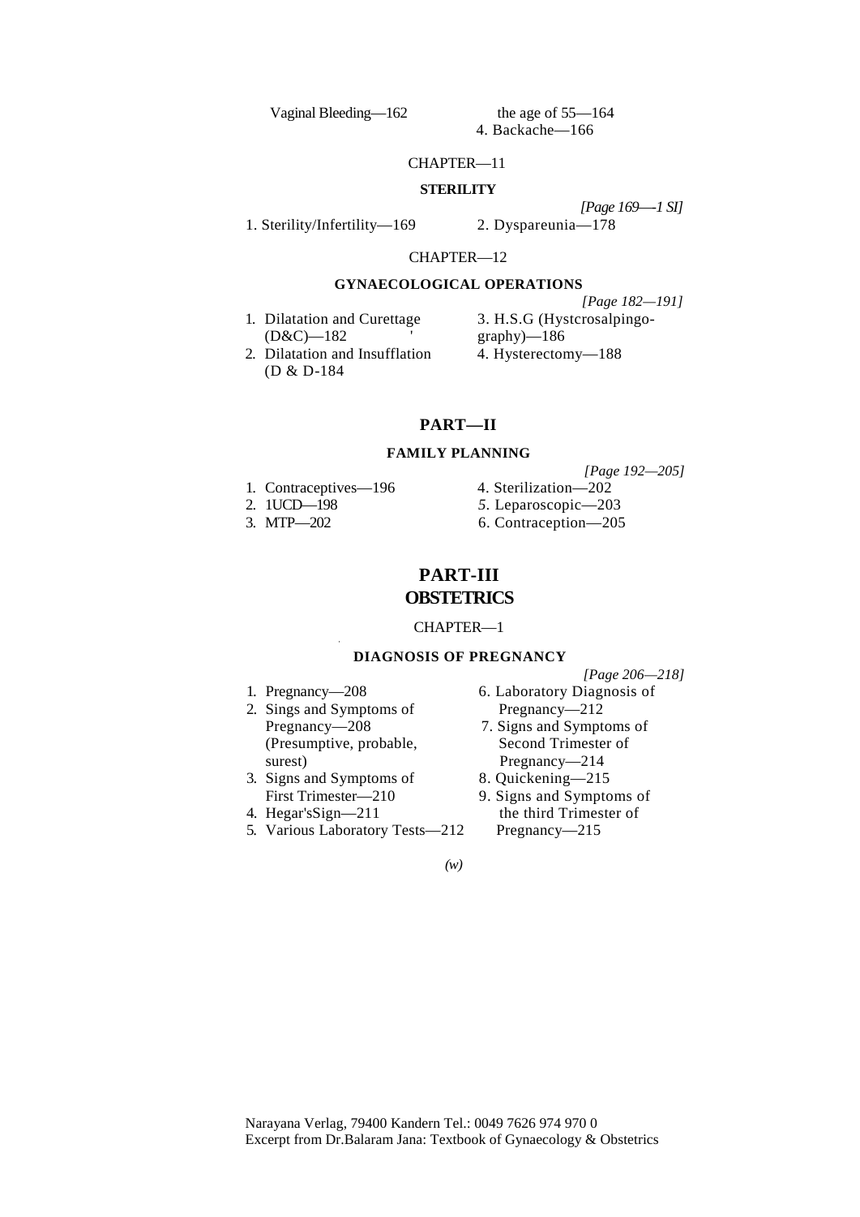Vaginal Bleeding—162 · the age of 55—164

4. Backache—166

CHAPTER—11

**STERILITY**

*[Page 169—1 SI]*

1. Sterility/Infertility—169
2. Dyspareunia—178

CHAPTER—12

**GYNAECOLOGICAL OPERATIONS**

*[Page 182—191]*

1. Dilatation and Curettage (D&C)—182
2. Dilatation and Insufflation (D & D-184
3. H.S.G (Hystcrosalpingography)—186
4. Hysterectomy—188

## PART—II

**FAMILY PLANNING**

*[Page 192—205]*

1. Contraceptives—196
2. 1UCD—198
3. MTP—202
4. Sterilization—202
5. Leparoscopic—203
6. Contraception—205

## PART-III
## OBSTETRICS

CHAPTER—1

**DIAGNOSIS OF PREGNANCY**

*[Page 206—218]*

1. Pregnancy—208
2. Sings and Symptoms of Pregnancy—208 (Presumptive, probable, surest)
3. Signs and Symptoms of First Trimester—210
4. Hegar'sSign—211
5. Various Laboratory Tests—212
6. Laboratory Diagnosis of Pregnancy—212
7. Signs and Symptoms of Second Trimester of Pregnancy—214
8. Quickening—215
9. Signs and Symptoms of the third Trimester of Pregnancy—215

Narayana Verlag, 79400 Kandern Tel.: 0049 7626 974 970 0
Excerpt from Dr.Balaram Jana: Textbook of Gynaecology & Obstetrics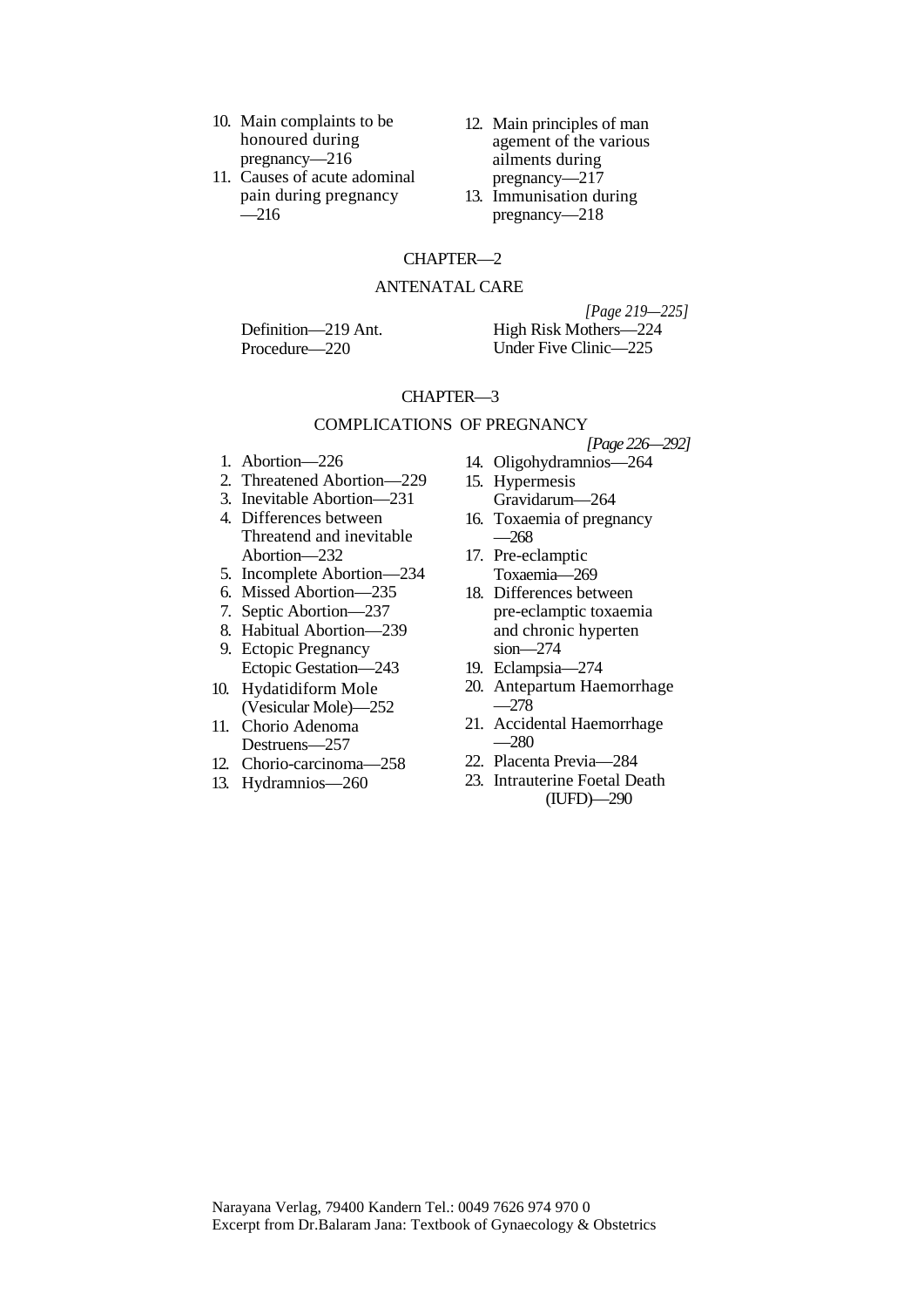10. Main complaints to be honoured during pregnancy—216
11. Causes of acute adominal pain during pregnancy —216
12. Main principles of man agement of the various ailments during pregnancy—217
13. Immunisation during pregnancy—218

## CHAPTER—2

## ANTENATAL CARE

*[Page 219—225]*

Definition—219 Ant. Procedure—220
High Risk Mothers—224
Under Five Clinic—225

## CHAPTER—3

## COMPLICATIONS OF PREGNANCY

*[Page 226—292]*

1. Abortion—226
2. Threatened Abortion—229
3. Inevitable Abortion—231
4. Differences between Threatend and inevitable Abortion—232
5. Incomplete Abortion—234
6. Missed Abortion—235
7. Septic Abortion—237
8. Habitual Abortion—239
9. Ectopic Pregnancy Ectopic Gestation—243
10. Hydatidiform Mole (Vesicular Mole)—252
11. Chorio Adenoma Destruens—257
12. Chorio-carcinoma—258
13. Hydramnios—260
14. Oligohydramnios—264
15. Hypermesis Gravidarum—264
16. Toxaemia of pregnancy —268
17. Pre-eclamptic Toxaemia—269
18. Differences between pre-eclamptic toxaemia and chronic hyperten sion—274
19. Eclampsia—274
20. Antepartum Haemorrhage —278
21. Accidental Haemorrhage —280
22. Placenta Previa—284
23. Intrauterine Foetal Death (IUFD)—290

Narayana Verlag, 79400 Kandern Tel.: 0049 7626 974 970 0
Excerpt from Dr.Balaram Jana: Textbook of Gynaecology & Obstetrics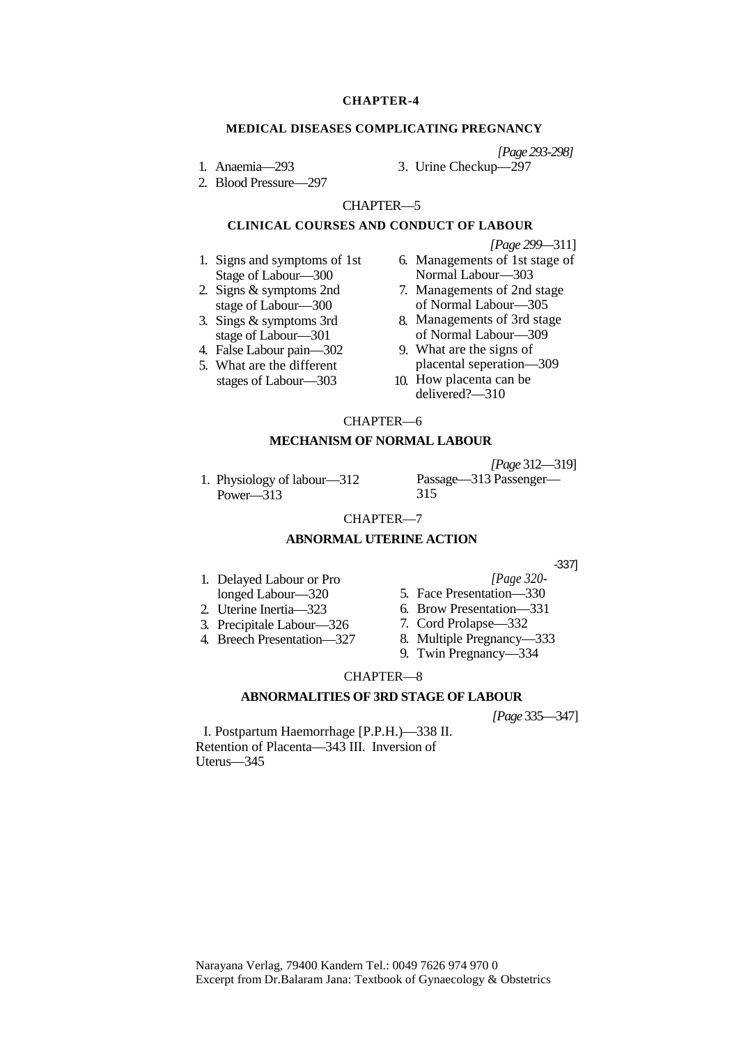## CHAPTER-4

### MEDICAL DISEASES COMPLICATING PREGNANCY

*[Page 293-298]*

1. Anaemia—293
2. Blood Pressure—297
3. Urine Checkup—297

## CHAPTER—5

### CLINICAL COURSES AND CONDUCT OF LABOUR

*[Page 299*—311]

1. Signs and symptoms of 1st Stage of Labour—300
2. Signs & symptoms 2nd stage of Labour—300
3. Sings & symptoms 3rd stage of Labour—301
4. False Labour pain—302
5. What are the different stages of Labour—303
6. Managements of 1st stage of Normal Labour—303
7. Managements of 2nd stage of Normal Labour—305
8. Managements of 3rd stage of Normal Labour—309
9. What are the signs of placental seperation—309
10. How placenta can be delivered?—310

## CHAPTER—6

### MECHANISM OF NORMAL LABOUR

*[Page* 312—319]

1. Physiology of labour—312 Power—313 Passage—313 Passenger—315

## CHAPTER—7

### ABNORMAL UTERINE ACTION

*[Page 320*-337]

1. Delayed Labour or Pro longed Labour—320
2. Uterine Inertia—323
3. Precipitale Labour—326
4. Breech Presentation—327
5. Face Presentation—330
6. Brow Presentation—331
7. Cord Prolapse—332
8. Multiple Pregnancy—333
9. Twin Pregnancy—334

## CHAPTER—8

### ABNORMALITIES OF 3RD STAGE OF LABOUR

*[Page* 335—347]

I. Postpartum Haemorrhage [P.P.H.]—338 II. Retention of Placenta—343 III. Inversion of Uterus—345

Narayana Verlag, 79400 Kandern Tel.: 0049 7626 974 970 0
Excerpt from Dr.Balaram Jana: Textbook of Gynaecology & Obstetrics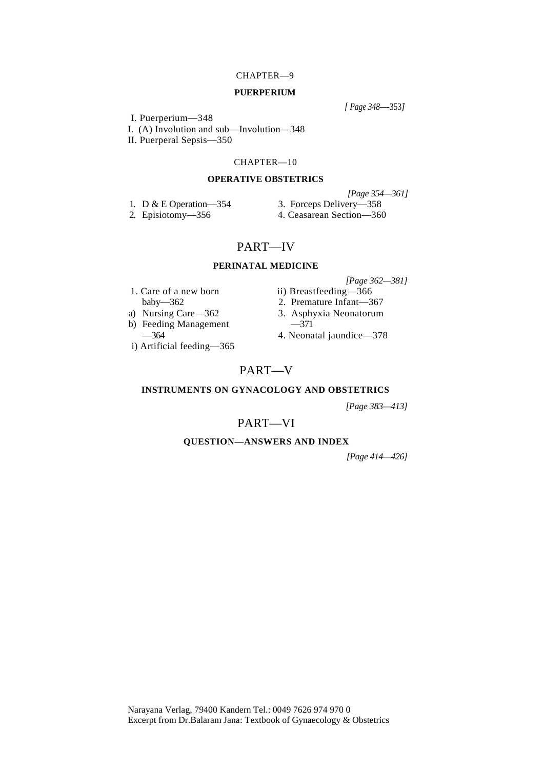## CHAPTER—9

### PUERPERIUM

*[ Page 348—353]*

I. Puerperium—348

I. (A) Involution and sub—Involution—348

II. Puerperal Sepsis—350

## CHAPTER—10

### OPERATIVE OBSTETRICS

*[Page 354—361]*

1. D & E Operation—354
2. Episiotomy—356
3. Forceps Delivery—358
4. Ceasarean Section—360

# PART—IV

### PERINATAL MEDICINE

*[Page 362—381]*

1. Care of a new born baby—362

a) Nursing Care—362

b) Feeding Management —364

i) Artificial feeding—365

ii) Breastfeeding—366

2. Premature Infant—367

3. Asphyxia Neonatorum —371

4. Neonatal jaundice—378

# PART—V

### INSTRUMENTS ON GYNACOLOGY AND OBSTETRICS

*[Page 383—413]*

# PART—VI

### QUESTION—ANSWERS AND INDEX

*[Page 414—426]*

Narayana Verlag, 79400 Kandern Tel.: 0049 7626 974 970 0
Excerpt from Dr.Balaram Jana: Textbook of Gynaecology & Obstetrics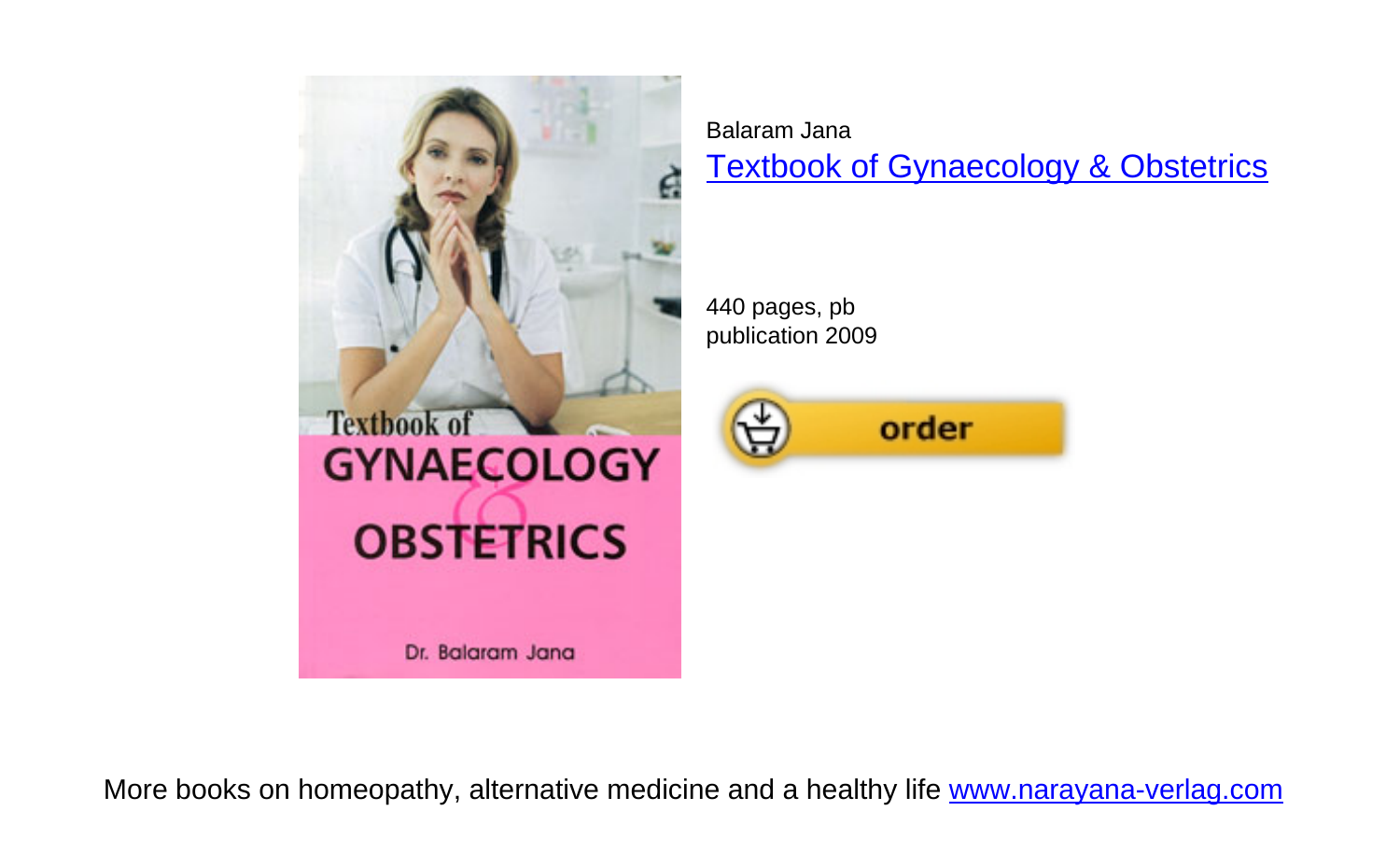Balaram Jana

[Textbook of Gynaecology & Obstetrics](#)

440 pages, pb
publication 2009

order

More books on homeopathy, alternative medicine and a healthy life [www.narayana-verlag.com](http://www.narayana-verlag.com)